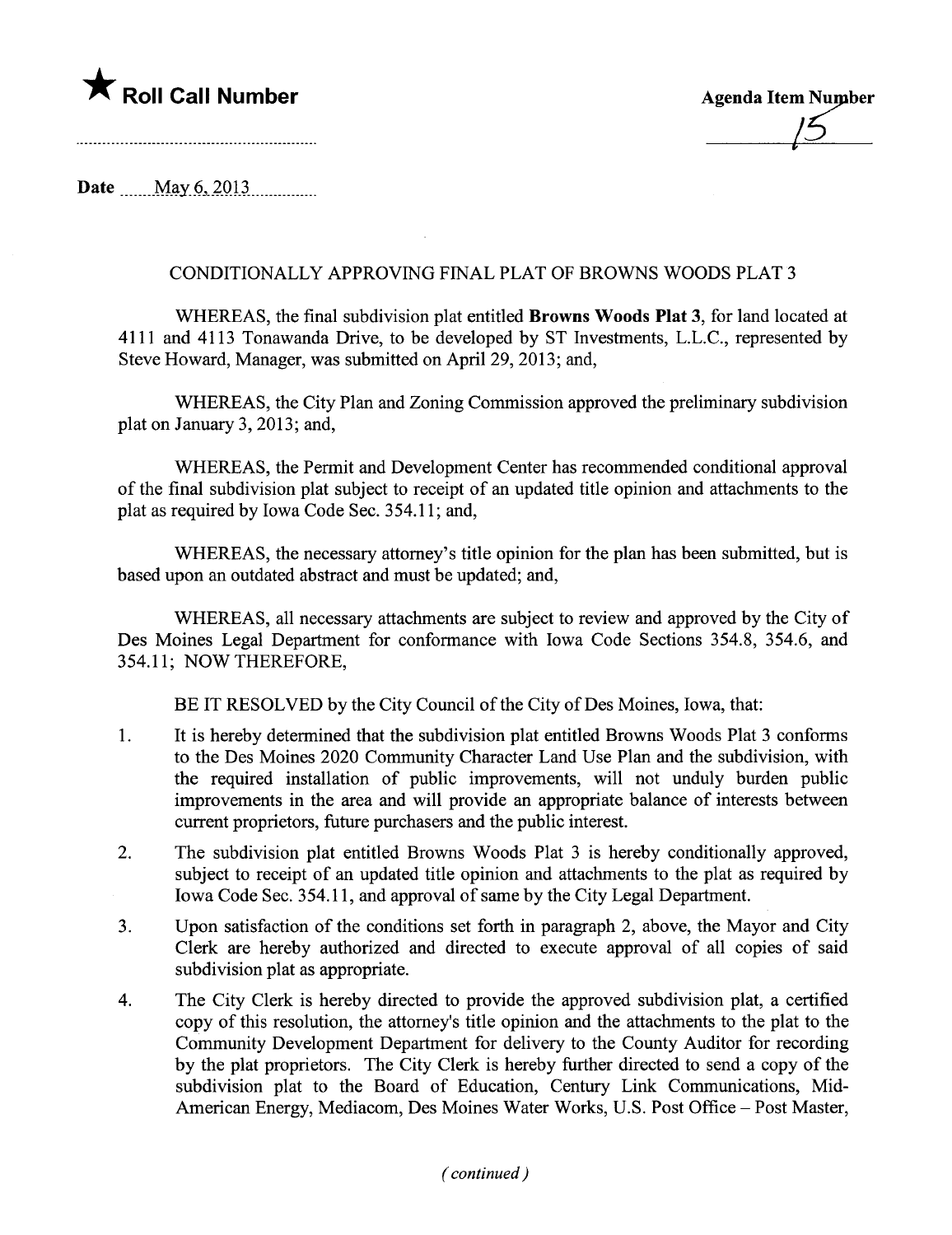★ **Roll Call Number**

**Agenda Item Number**
15

**Date** May 6, 2013

CONDITIONALLY APPROVING FINAL PLAT OF BROWNS WOODS PLAT 3

WHEREAS, the final subdivision plat entitled **Browns Woods Plat 3**, for land located at 4111 and 4113 Tonawanda Drive, to be developed by ST Investments, L.L.C., represented by Steve Howard, Manager, was submitted on April 29, 2013; and,

WHEREAS, the City Plan and Zoning Commission approved the preliminary subdivision plat on January 3, 2013; and,

WHEREAS, the Permit and Development Center has recommended conditional approval of the final subdivision plat subject to receipt of an updated title opinion and attachments to the plat as required by Iowa Code Sec. 354.11; and,

WHEREAS, the necessary attorney's title opinion for the plan has been submitted, but is based upon an outdated abstract and must be updated; and,

WHEREAS, all necessary attachments are subject to review and approved by the City of Des Moines Legal Department for conformance with Iowa Code Sections 354.8, 354.6, and 354.11; NOW THEREFORE,

BE IT RESOLVED by the City Council of the City of Des Moines, Iowa, that:

1. It is hereby determined that the subdivision plat entitled Browns Woods Plat 3 conforms to the Des Moines 2020 Community Character Land Use Plan and the subdivision, with the required installation of public improvements, will not unduly burden public improvements in the area and will provide an appropriate balance of interests between current proprietors, future purchasers and the public interest.
2. The subdivision plat entitled Browns Woods Plat 3 is hereby conditionally approved, subject to receipt of an updated title opinion and attachments to the plat as required by Iowa Code Sec. 354.11, and approval of same by the City Legal Department.
3. Upon satisfaction of the conditions set forth in paragraph 2, above, the Mayor and City Clerk are hereby authorized and directed to execute approval of all copies of said subdivision plat as appropriate.
4. The City Clerk is hereby directed to provide the approved subdivision plat, a certified copy of this resolution, the attorney's title opinion and the attachments to the plat to the Community Development Department for delivery to the County Auditor for recording by the plat proprietors. The City Clerk is hereby further directed to send a copy of the subdivision plat to the Board of Education, Century Link Communications, Mid-American Energy, Mediacom, Des Moines Water Works, U.S. Post Office – Post Master,

*(continued)*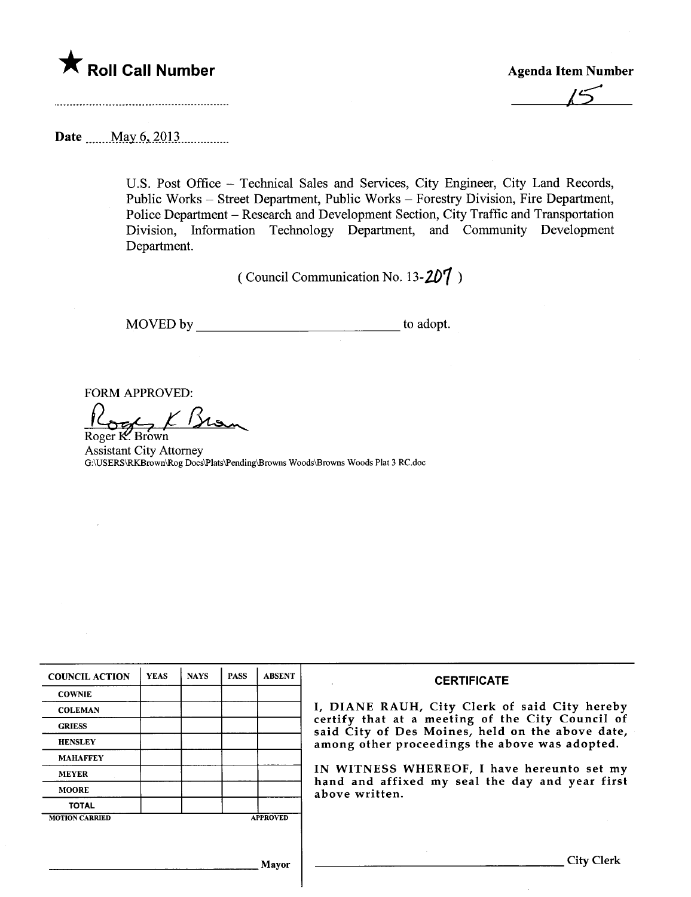★ **Roll Call Number**

..............................................................

**Agenda Item Number**

15

Date May 6, 2013

U.S. Post Office – Technical Sales and Services, City Engineer, City Land Records, Public Works – Street Department, Public Works – Forestry Division, Fire Department, Police Department – Research and Development Section, City Traffic and Transportation Division, Information Technology Department, and Community Development Department.

( Council Communication No. 13-207 )

MOVED by ______________________________ to adopt.

FORM APPROVED:

Roger K. Brown
Assistant City Attorney
G:\USERS\RKBrown\Rog Docs\Plats\Pending\Browns Woods\Browns Woods Plat 3 RC.doc

| COUNCIL ACTION | YEAS | NAYS | PASS | ABSENT |
|---|---|---|---|---|
| COWNIE | | | | |
| COLEMAN | | | | |
| GRIESS | | | | |
| HENSLEY | | | | |
| MAHAFFEY | | | | |
| MEYER | | | | |
| MOORE | | | | |
| TOTAL | | | | |

MOTION CARRIED APPROVED

______________________________ Mayor

**CERTIFICATE**

I, DIANE RAUH, City Clerk of said City hereby certify that at a meeting of the City Council of said City of Des Moines, held on the above date, among other proceedings the above was adopted.

IN WITNESS WHEREOF, I have hereunto set my hand and affixed my seal the day and year first above written.

______________________________ City Clerk